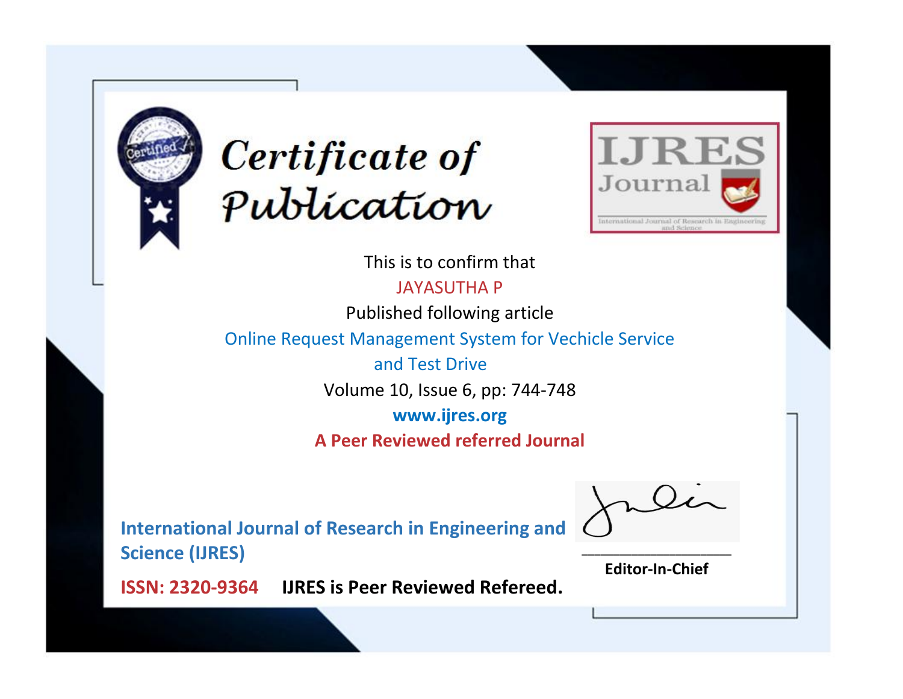# Certificate of Publication

IJRES Journal

International Journal of Research in Engineering and Science

This is to confirm that

JAYASUTHA P

Published following article

Online Request Management System for Vechicle Service and Test Drive

Volume 10, Issue 6, pp: 744-748

www.ijres.org

**A Peer Reviewed referred Journal**

**International Journal of Research in Engineering and Science (IJRES)**

**ISSN: 2320-9364** **IJRES is Peer Reviewed Refereed.**

**Editor-In-Chief**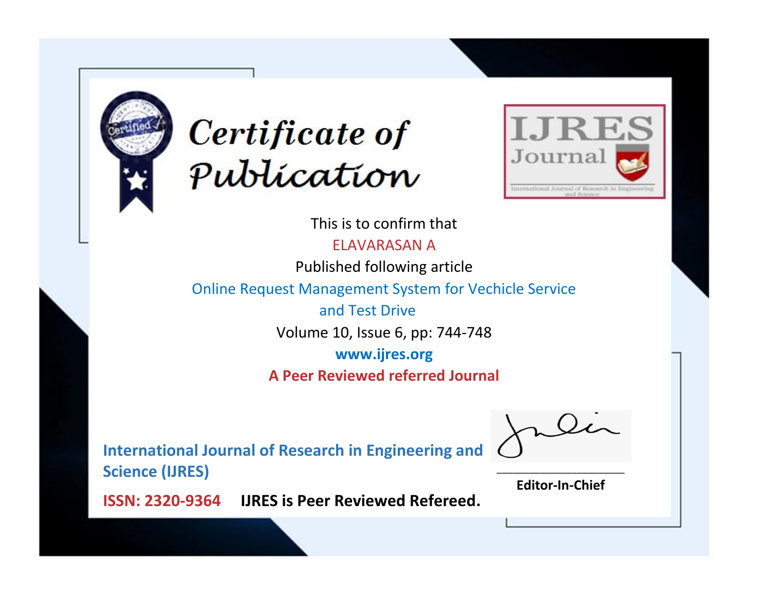# Certificate of Publication

**IJRES Journal**

International Journal of Research in Engineering and Science

This is to confirm that

ELAVARASAN A

Published following article

Online Request Management System for Vechicle Service and Test Drive

Volume 10, Issue 6, pp: 744-748

**www.ijres.org**

**A Peer Reviewed referred Journal**

**International Journal of Research in Engineering and Science (IJRES)**

**ISSN: 2320-9364** **IJRES is Peer Reviewed Refereed.**

**Editor-In-Chief**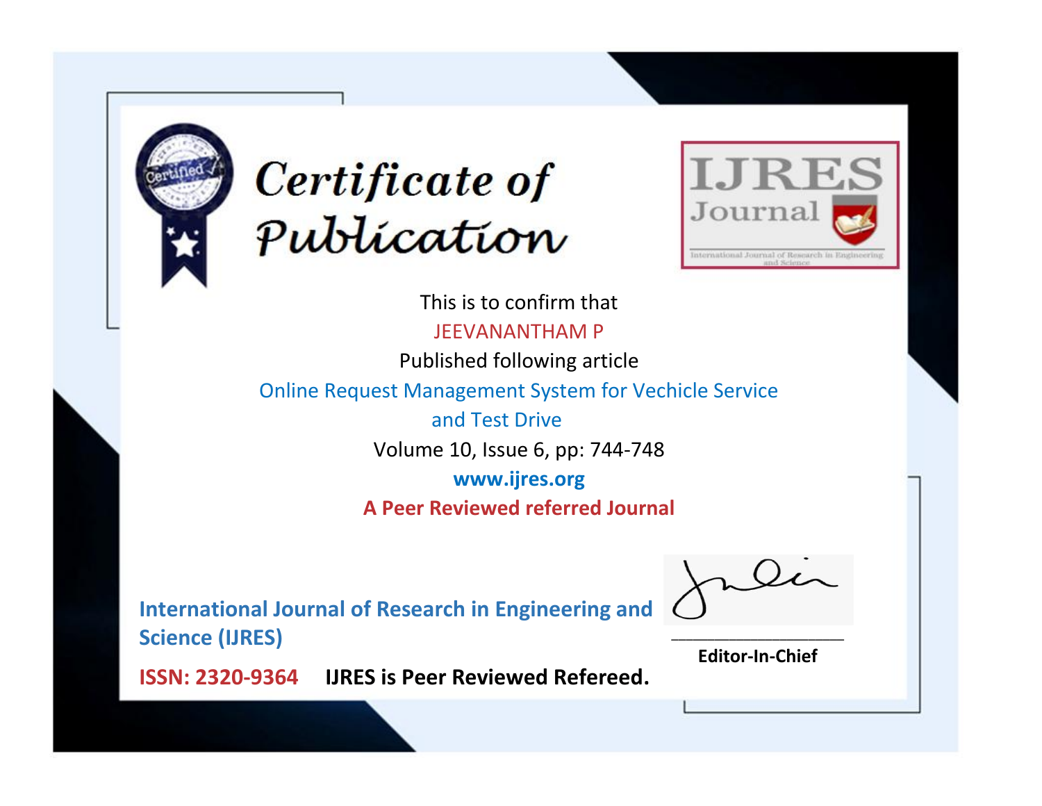# Certificate of Publication

**IJRES Journal**

International Journal of Research in Engineering and Science

This is to confirm that

JEEVANANTHAM P

Published following article

Online Request Management System for Vechicle Service and Test Drive

Volume 10, Issue 6, pp: 744-748

**www.ijres.org**

**A Peer Reviewed referred Journal**

**International Journal of Research in Engineering and Science (IJRES)**

**ISSN: 2320-9364** **IJRES is Peer Reviewed Refereed.**

**Editor-In-Chief**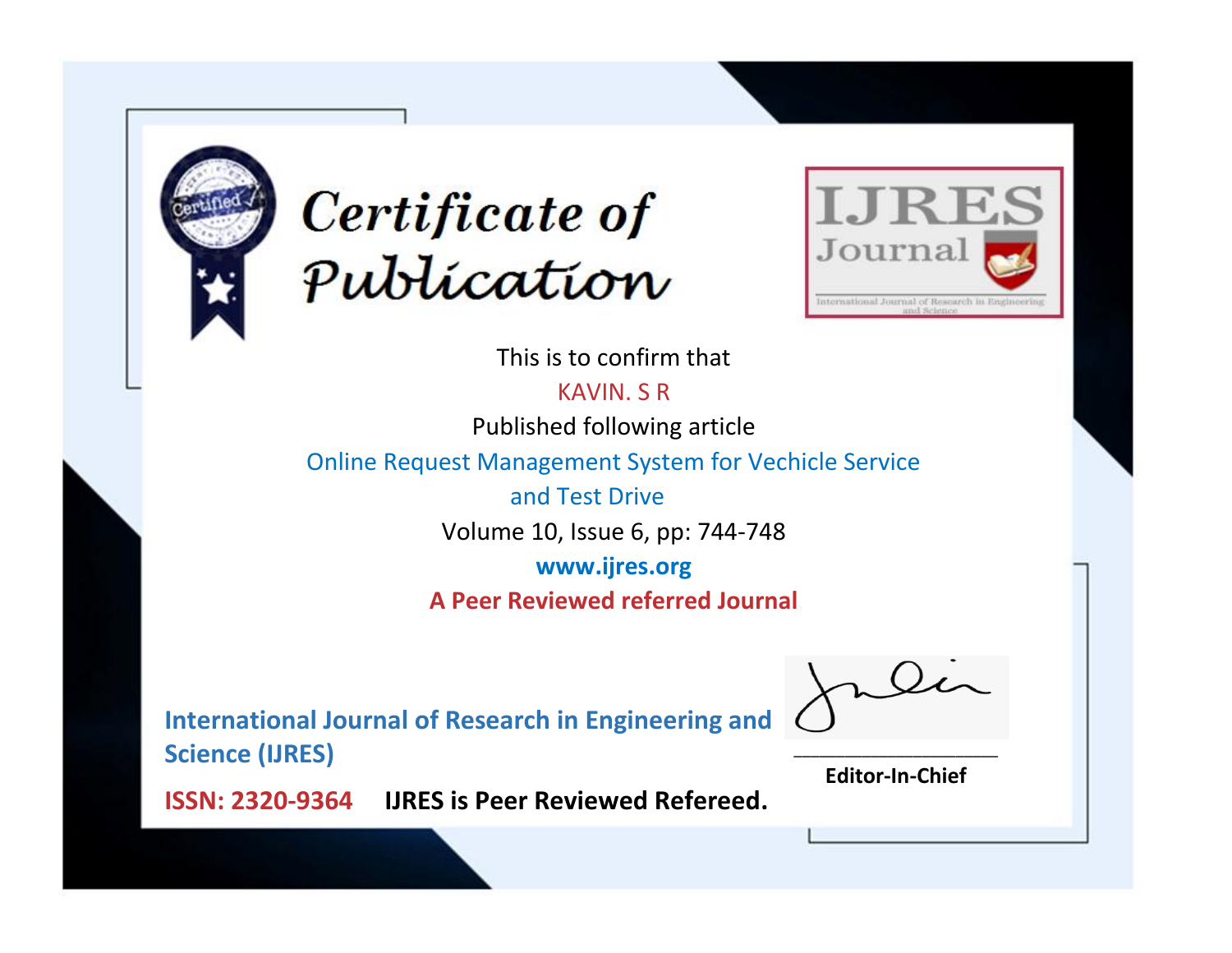# Certificate of Publication

IJRES Journal

International Journal of Research in Engineering and Science

This is to confirm that

KAVIN. S R

Published following article

Online Request Management System for Vechicle Service and Test Drive

Volume 10, Issue 6, pp: 744-748

www.ijres.org

**A Peer Reviewed referred Journal**

**International Journal of Research in Engineering and Science (IJRES)**

**ISSN: 2320-9364** **IJRES is Peer Reviewed Refereed.**

**Editor-In-Chief**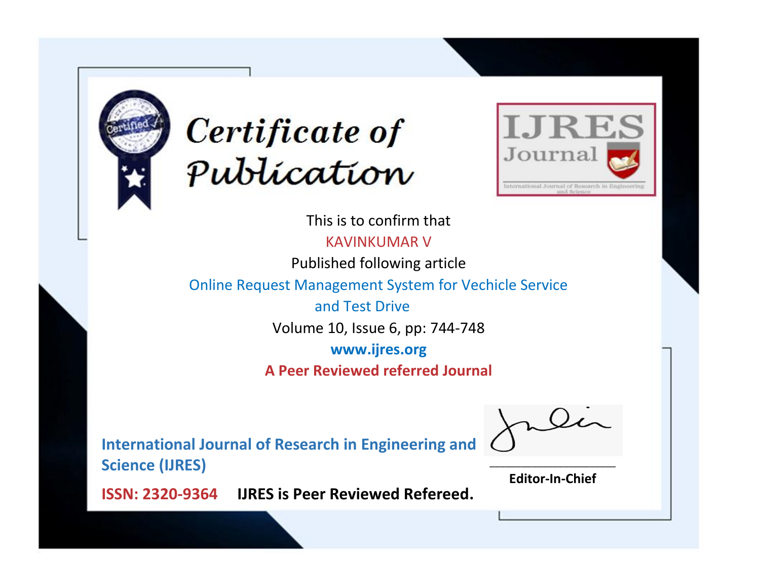# Certificate of Publication

IJRES Journal

International Journal of Research in Engineering and Science

This is to confirm that

KAVINKUMAR V

Published following article

Online Request Management System for Vechicle Service and Test Drive

Volume 10, Issue 6, pp: 744-748

**www.ijres.org**

**A Peer Reviewed referred Journal**

**International Journal of Research in Engineering and Science (IJRES)**

**ISSN: 2320-9364** **IJRES is Peer Reviewed Refereed.**

**Editor-In-Chief**